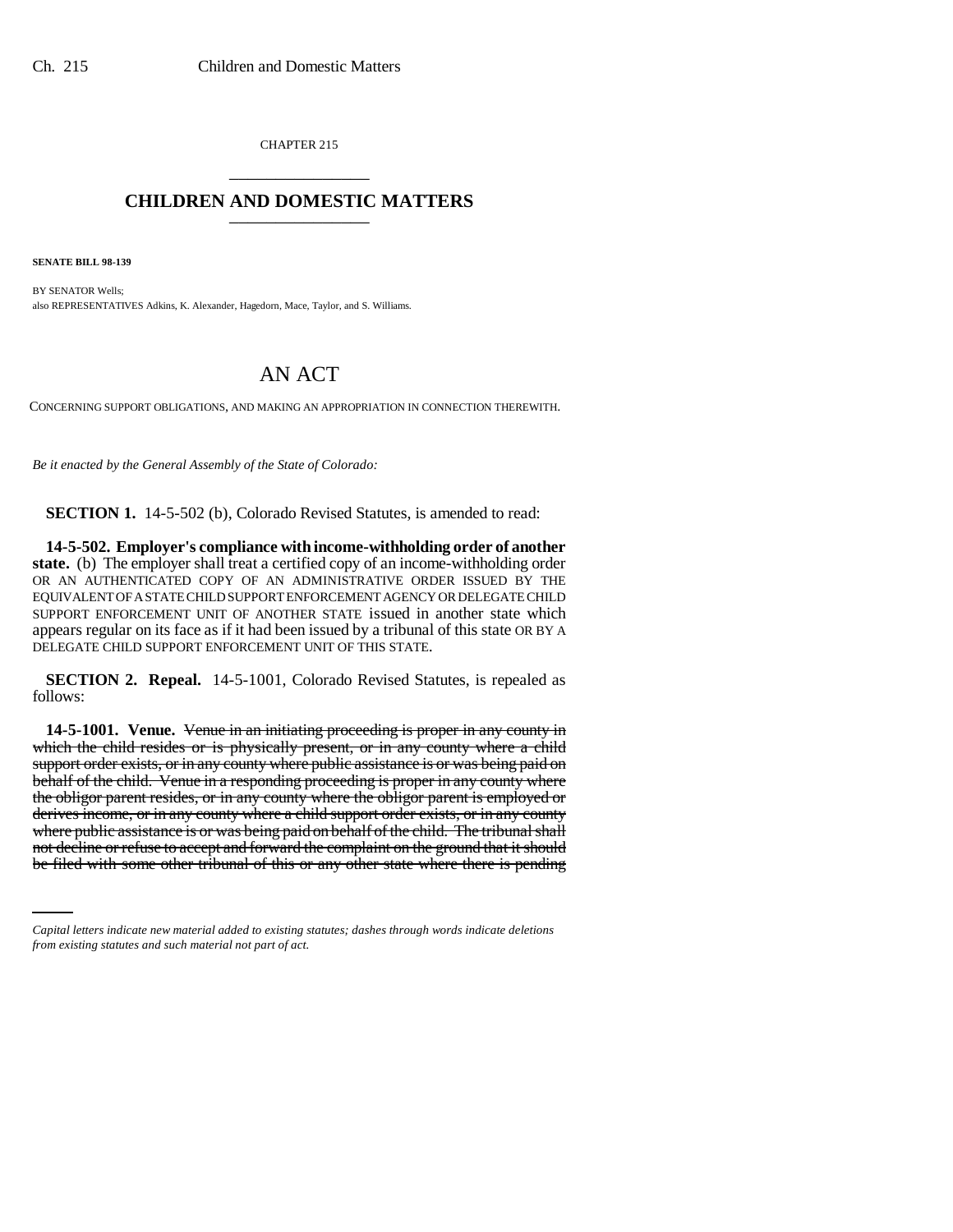CHAPTER 215

## CHILDREN AND DOMESTIC MATTERS

**SENATE BILL 98-139**

BY SENATOR Wells;
also REPRESENTATIVES Adkins, K. Alexander, Hagedorn, Mace, Taylor, and S. Williams.

# AN ACT

CONCERNING SUPPORT OBLIGATIONS, AND MAKING AN APPROPRIATION IN CONNECTION THEREWITH.

*Be it enacted by the General Assembly of the State of Colorado:*

**SECTION 1.** 14-5-502 (b), Colorado Revised Statutes, is amended to read:

**14-5-502. Employer's compliance with income-withholding order of another state.** (b) The employer shall treat a certified copy of an income-withholding order OR AN AUTHENTICATED COPY OF AN ADMINISTRATIVE ORDER ISSUED BY THE EQUIVALENT OF A STATE CHILD SUPPORT ENFORCEMENT AGENCY OR DELEGATE CHILD SUPPORT ENFORCEMENT UNIT OF ANOTHER STATE issued in another state which appears regular on its face as if it had been issued by a tribunal of this state OR BY A DELEGATE CHILD SUPPORT ENFORCEMENT UNIT OF THIS STATE.

**SECTION 2. Repeal.** 14-5-1001, Colorado Revised Statutes, is repealed as follows:

**14-5-1001. Venue.** ~~Venue in an initiating proceeding is proper in any county in which the child resides or is physically present, or in any county where a child support order exists, or in any county where public assistance is or was being paid on behalf of the child. Venue in a responding proceeding is proper in any county where the obligor parent resides, or in any county where the obligor parent is employed or derives income, or in any county where a child support order exists, or in any county where public assistance is or was being paid on behalf of the child. The tribunal shall not decline or refuse to accept and forward the complaint on the ground that it should be filed with some other tribunal of this or any other state where there is pending~~

*Capital letters indicate new material added to existing statutes; dashes through words indicate deletions from existing statutes and such material not part of act.*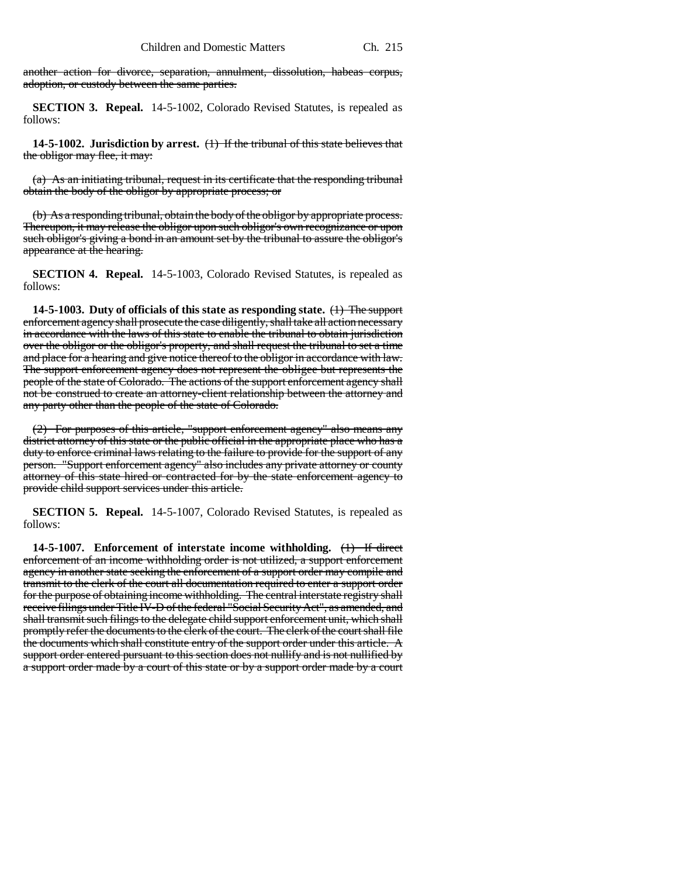another action for divorce, separation, annulment, dissolution, habeas corpus, adoption, or custody between the same parties.

**SECTION 3. Repeal.** 14-5-1002, Colorado Revised Statutes, is repealed as follows:

**14-5-1002. Jurisdiction by arrest.** (1) If the tribunal of this state believes that the obligor may flee, it may:

(a) As an initiating tribunal, request in its certificate that the responding tribunal obtain the body of the obligor by appropriate process; or

(b) As a responding tribunal, obtain the body of the obligor by appropriate process. Thereupon, it may release the obligor upon such obligor's own recognizance or upon such obligor's giving a bond in an amount set by the tribunal to assure the obligor's appearance at the hearing.

**SECTION 4. Repeal.** 14-5-1003, Colorado Revised Statutes, is repealed as follows:

**14-5-1003. Duty of officials of this state as responding state.** (1) The support enforcement agency shall prosecute the case diligently, shall take all action necessary in accordance with the laws of this state to enable the tribunal to obtain jurisdiction over the obligor or the obligor's property, and shall request the tribunal to set a time and place for a hearing and give notice thereof to the obligor in accordance with law. The support enforcement agency does not represent the obligee but represents the people of the state of Colorado. The actions of the support enforcement agency shall not be construed to create an attorney-client relationship between the attorney and any party other than the people of the state of Colorado.

(2) For purposes of this article, "support enforcement agency" also means any district attorney of this state or the public official in the appropriate place who has a duty to enforce criminal laws relating to the failure to provide for the support of any person. "Support enforcement agency" also includes any private attorney or county attorney of this state hired or contracted for by the state enforcement agency to provide child support services under this article.

**SECTION 5. Repeal.** 14-5-1007, Colorado Revised Statutes, is repealed as follows:

**14-5-1007. Enforcement of interstate income withholding.** (1) If direct enforcement of an income withholding order is not utilized, a support enforcement agency in another state seeking the enforcement of a support order may compile and transmit to the clerk of the court all documentation required to enter a support order for the purpose of obtaining income withholding. The central interstate registry shall receive filings under Title IV-D of the federal "Social Security Act", as amended, and shall transmit such filings to the delegate child support enforcement unit, which shall promptly refer the documents to the clerk of the court. The clerk of the court shall file the documents which shall constitute entry of the support order under this article. A support order entered pursuant to this section does not nullify and is not nullified by a support order made by a court of this state or by a support order made by a court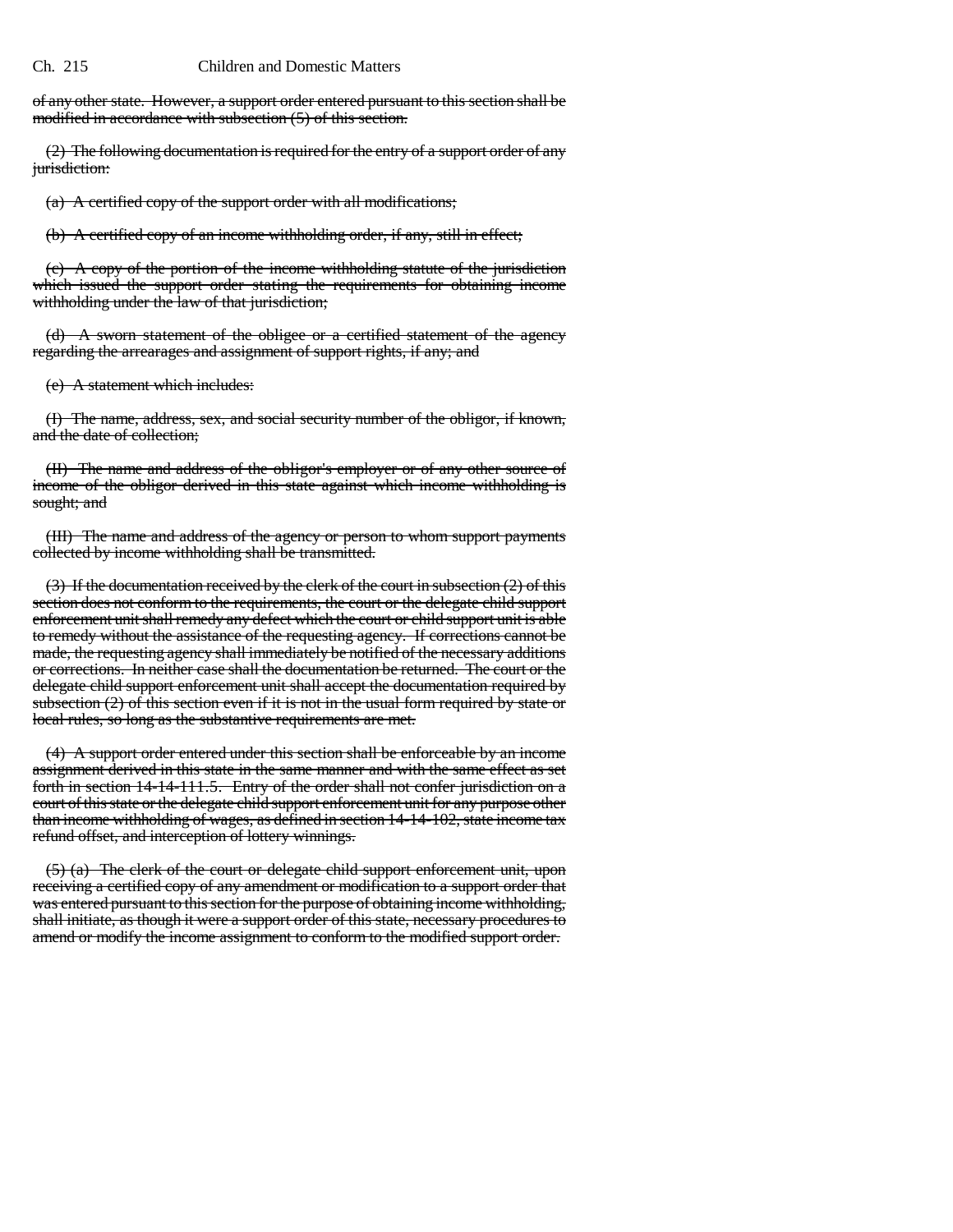of any other state. However, a support order entered pursuant to this section shall be modified in accordance with subsection (5) of this section.

(2) The following documentation is required for the entry of a support order of any jurisdiction:

(a) A certified copy of the support order with all modifications;

(b) A certified copy of an income withholding order, if any, still in effect;

(c) A copy of the portion of the income withholding statute of the jurisdiction which issued the support order stating the requirements for obtaining income withholding under the law of that jurisdiction;

(d) A sworn statement of the obligee or a certified statement of the agency regarding the arrearages and assignment of support rights, if any; and

(e) A statement which includes:

(I) The name, address, sex, and social security number of the obligor, if known, and the date of collection;

(II) The name and address of the obligor's employer or of any other source of income of the obligor derived in this state against which income withholding is sought; and

(III) The name and address of the agency or person to whom support payments collected by income withholding shall be transmitted.

(3) If the documentation received by the clerk of the court in subsection (2) of this section does not conform to the requirements, the court or the delegate child support enforcement unit shall remedy any defect which the court or child support unit is able to remedy without the assistance of the requesting agency. If corrections cannot be made, the requesting agency shall immediately be notified of the necessary additions or corrections. In neither case shall the documentation be returned. The court or the delegate child support enforcement unit shall accept the documentation required by subsection (2) of this section even if it is not in the usual form required by state or local rules, so long as the substantive requirements are met.

(4) A support order entered under this section shall be enforceable by an income assignment derived in this state in the same manner and with the same effect as set forth in section 14-14-111.5. Entry of the order shall not confer jurisdiction on a court of this state or the delegate child support enforcement unit for any purpose other than income withholding of wages, as defined in section 14-14-102, state income tax refund offset, and interception of lottery winnings.

(5) (a) The clerk of the court or delegate child support enforcement unit, upon receiving a certified copy of any amendment or modification to a support order that was entered pursuant to this section for the purpose of obtaining income withholding, shall initiate, as though it were a support order of this state, necessary procedures to amend or modify the income assignment to conform to the modified support order.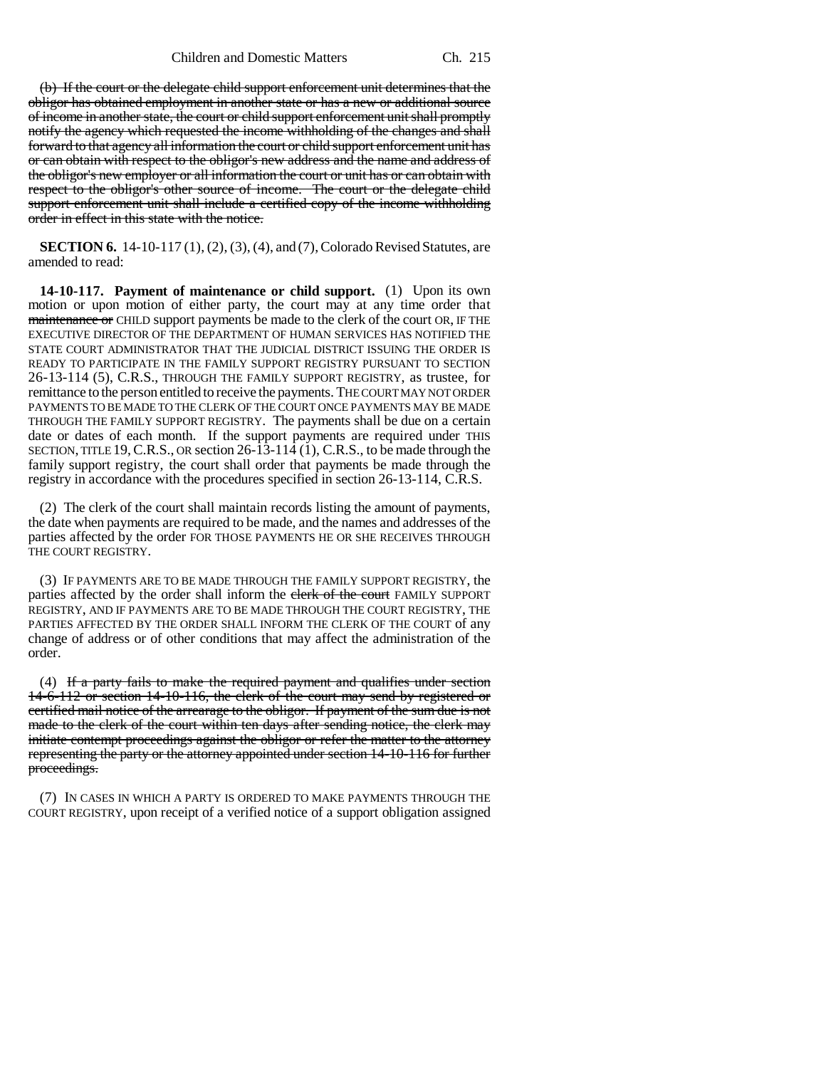~~(b) If the court or the delegate child support enforcement unit determines that the obligor has obtained employment in another state or has a new or additional source of income in another state, the court or child support enforcement unit shall promptly notify the agency which requested the income withholding of the changes and shall forward to that agency all information the court or child support enforcement unit has or can obtain with respect to the obligor's new address and the name and address of the obligor's new employer or all information the court or unit has or can obtain with respect to the obligor's other source of income. The court or the delegate child support enforcement unit shall include a certified copy of the income withholding order in effect in this state with the notice.~~

**SECTION 6.** 14-10-117 (1), (2), (3), (4), and (7), Colorado Revised Statutes, are amended to read:

**14-10-117. Payment of maintenance or child support.** (1) Upon its own motion or upon motion of either party, the court may at any time order that ~~maintenance or~~ CHILD support payments be made to the clerk of the court OR, IF THE EXECUTIVE DIRECTOR OF THE DEPARTMENT OF HUMAN SERVICES HAS NOTIFIED THE STATE COURT ADMINISTRATOR THAT THE JUDICIAL DISTRICT ISSUING THE ORDER IS READY TO PARTICIPATE IN THE FAMILY SUPPORT REGISTRY PURSUANT TO SECTION 26-13-114 (5), C.R.S., THROUGH THE FAMILY SUPPORT REGISTRY, as trustee, for remittance to the person entitled to receive the payments. THE COURT MAY NOT ORDER PAYMENTS TO BE MADE TO THE CLERK OF THE COURT ONCE PAYMENTS MAY BE MADE THROUGH THE FAMILY SUPPORT REGISTRY. The payments shall be due on a certain date or dates of each month. If the support payments are required under THIS SECTION, TITLE 19, C.R.S., OR section 26-13-114 (1), C.R.S., to be made through the family support registry, the court shall order that payments be made through the registry in accordance with the procedures specified in section 26-13-114, C.R.S.

(2) The clerk of the court shall maintain records listing the amount of payments, the date when payments are required to be made, and the names and addresses of the parties affected by the order FOR THOSE PAYMENTS HE OR SHE RECEIVES THROUGH THE COURT REGISTRY.

(3) IF PAYMENTS ARE TO BE MADE THROUGH THE FAMILY SUPPORT REGISTRY, the parties affected by the order shall inform the ~~clerk of the court~~ FAMILY SUPPORT REGISTRY, AND IF PAYMENTS ARE TO BE MADE THROUGH THE COURT REGISTRY, THE PARTIES AFFECTED BY THE ORDER SHALL INFORM THE CLERK OF THE COURT of any change of address or of other conditions that may affect the administration of the order.

(4) ~~If a party fails to make the required payment and qualifies under section 14-6-112 or section 14-10-116, the clerk of the court may send by registered or certified mail notice of the arrearage to the obligor. If payment of the sum due is not made to the clerk of the court within ten days after sending notice, the clerk may initiate contempt proceedings against the obligor or refer the matter to the attorney representing the party or the attorney appointed under section 14-10-116 for further proceedings.~~

(7) IN CASES IN WHICH A PARTY IS ORDERED TO MAKE PAYMENTS THROUGH THE COURT REGISTRY, upon receipt of a verified notice of a support obligation assigned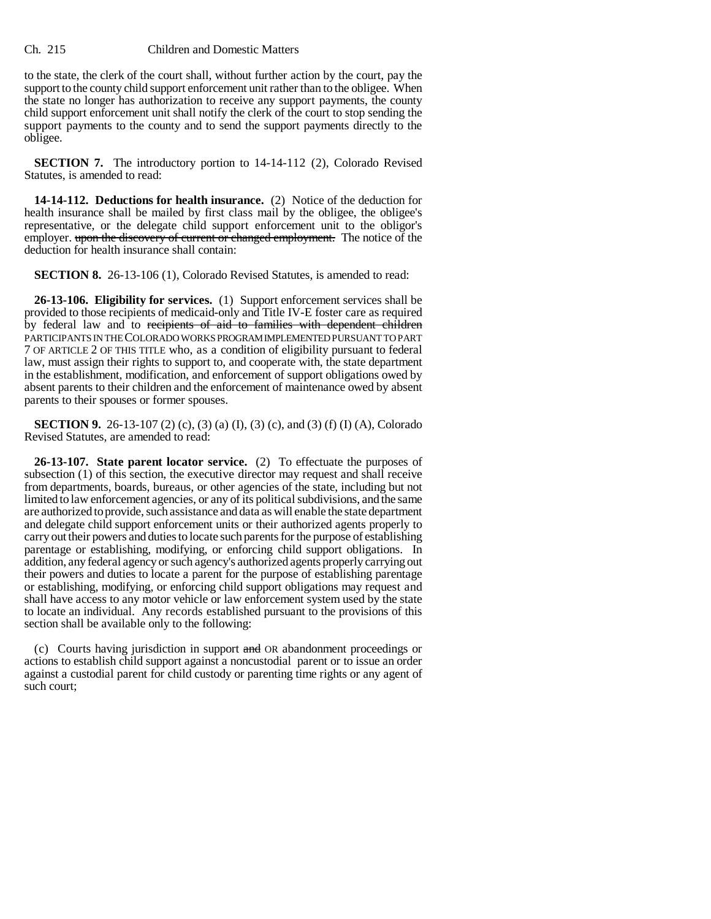to the state, the clerk of the court shall, without further action by the court, pay the support to the county child support enforcement unit rather than to the obligee. When the state no longer has authorization to receive any support payments, the county child support enforcement unit shall notify the clerk of the court to stop sending the support payments to the county and to send the support payments directly to the obligee.

**SECTION 7.** The introductory portion to 14-14-112 (2), Colorado Revised Statutes, is amended to read:

**14-14-112. Deductions for health insurance.** (2) Notice of the deduction for health insurance shall be mailed by first class mail by the obligee, the obligee's representative, or the delegate child support enforcement unit to the obligor's employer. ~~upon the discovery of current or changed employment.~~ The notice of the deduction for health insurance shall contain:

**SECTION 8.** 26-13-106 (1), Colorado Revised Statutes, is amended to read:

**26-13-106. Eligibility for services.** (1) Support enforcement services shall be provided to those recipients of medicaid-only and Title IV-E foster care as required by federal law and to ~~recipients of aid to families with dependent children~~ PARTICIPANTS IN THE COLORADO WORKS PROGRAM IMPLEMENTED PURSUANT TO PART 7 OF ARTICLE 2 OF THIS TITLE who, as a condition of eligibility pursuant to federal law, must assign their rights to support to, and cooperate with, the state department in the establishment, modification, and enforcement of support obligations owed by absent parents to their children and the enforcement of maintenance owed by absent parents to their spouses or former spouses.

**SECTION 9.** 26-13-107 (2) (c), (3) (a) (I), (3) (c), and (3) (f) (I) (A), Colorado Revised Statutes, are amended to read:

**26-13-107. State parent locator service.** (2) To effectuate the purposes of subsection (1) of this section, the executive director may request and shall receive from departments, boards, bureaus, or other agencies of the state, including but not limited to law enforcement agencies, or any of its political subdivisions, and the same are authorized to provide, such assistance and data as will enable the state department and delegate child support enforcement units or their authorized agents properly to carry out their powers and duties to locate such parents for the purpose of establishing parentage or establishing, modifying, or enforcing child support obligations. In addition, any federal agency or such agency's authorized agents properly carrying out their powers and duties to locate a parent for the purpose of establishing parentage or establishing, modifying, or enforcing child support obligations may request and shall have access to any motor vehicle or law enforcement system used by the state to locate an individual. Any records established pursuant to the provisions of this section shall be available only to the following:

(c) Courts having jurisdiction in support ~~and~~ OR abandonment proceedings or actions to establish child support against a noncustodial parent or to issue an order against a custodial parent for child custody or parenting time rights or any agent of such court;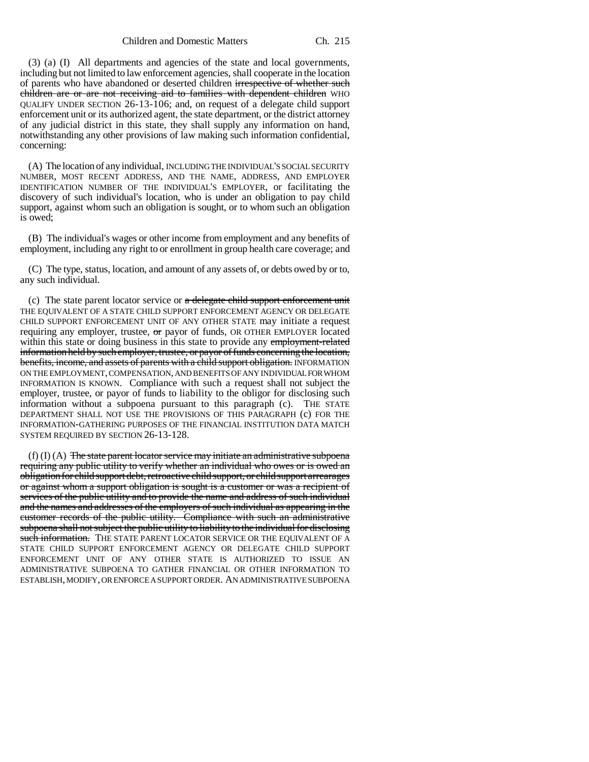(3) (a) (I) All departments and agencies of the state and local governments, including but not limited to law enforcement agencies, shall cooperate in the location of parents who have abandoned or deserted children ~~irrespective of whether such children are or are not receiving aid to families with dependent children~~ WHO QUALIFY UNDER SECTION 26-13-106; and, on request of a delegate child support enforcement unit or its authorized agent, the state department, or the district attorney of any judicial district in this state, they shall supply any information on hand, notwithstanding any other provisions of law making such information confidential, concerning:

(A) The location of any individual, INCLUDING THE INDIVIDUAL'S SOCIAL SECURITY NUMBER, MOST RECENT ADDRESS, AND THE NAME, ADDRESS, AND EMPLOYER IDENTIFICATION NUMBER OF THE INDIVIDUAL'S EMPLOYER, or facilitating the discovery of such individual's location, who is under an obligation to pay child support, against whom such an obligation is sought, or to whom such an obligation is owed;

(B) The individual's wages or other income from employment and any benefits of employment, including any right to or enrollment in group health care coverage; and

(C) The type, status, location, and amount of any assets of, or debts owed by or to, any such individual.

(c) The state parent locator service or ~~a delegate child support enforcement unit~~ THE EQUIVALENT OF A STATE CHILD SUPPORT ENFORCEMENT AGENCY OR DELEGATE CHILD SUPPORT ENFORCEMENT UNIT OF ANY OTHER STATE may initiate a request requiring any employer, trustee, ~~or~~ payor of funds, OR OTHER EMPLOYER located within this state or doing business in this state to provide any ~~employment-related information held by such employer, trustee, or payor of funds concerning the location, benefits, income, and assets of parents with a child support obligation.~~ INFORMATION ON THE EMPLOYMENT, COMPENSATION, AND BENEFITS OF ANY INDIVIDUAL FOR WHOM INFORMATION IS KNOWN. Compliance with such a request shall not subject the employer, trustee, or payor of funds to liability to the obligor for disclosing such information without a subpoena pursuant to this paragraph (c). THE STATE DEPARTMENT SHALL NOT USE THE PROVISIONS OF THIS PARAGRAPH (c) FOR THE INFORMATION-GATHERING PURPOSES OF THE FINANCIAL INSTITUTION DATA MATCH SYSTEM REQUIRED BY SECTION 26-13-128.

(f) (I) (A) ~~The state parent locator service may initiate an administrative subpoena requiring any public utility to verify whether an individual who owes or is owed an obligation for child support debt, retroactive child support, or child support arrearages or against whom a support obligation is sought is a customer or was a recipient of services of the public utility and to provide the name and address of such individual and the names and addresses of the employers of such individual as appearing in the customer records of the public utility. Compliance with such an administrative subpoena shall not subject the public utility to liability to the individual for disclosing such information.~~ THE STATE PARENT LOCATOR SERVICE OR THE EQUIVALENT OF A STATE CHILD SUPPORT ENFORCEMENT AGENCY OR DELEGATE CHILD SUPPORT ENFORCEMENT UNIT OF ANY OTHER STATE IS AUTHORIZED TO ISSUE AN ADMINISTRATIVE SUBPOENA TO GATHER FINANCIAL OR OTHER INFORMATION TO ESTABLISH, MODIFY, OR ENFORCE A SUPPORT ORDER. AN ADMINISTRATIVE SUBPOENA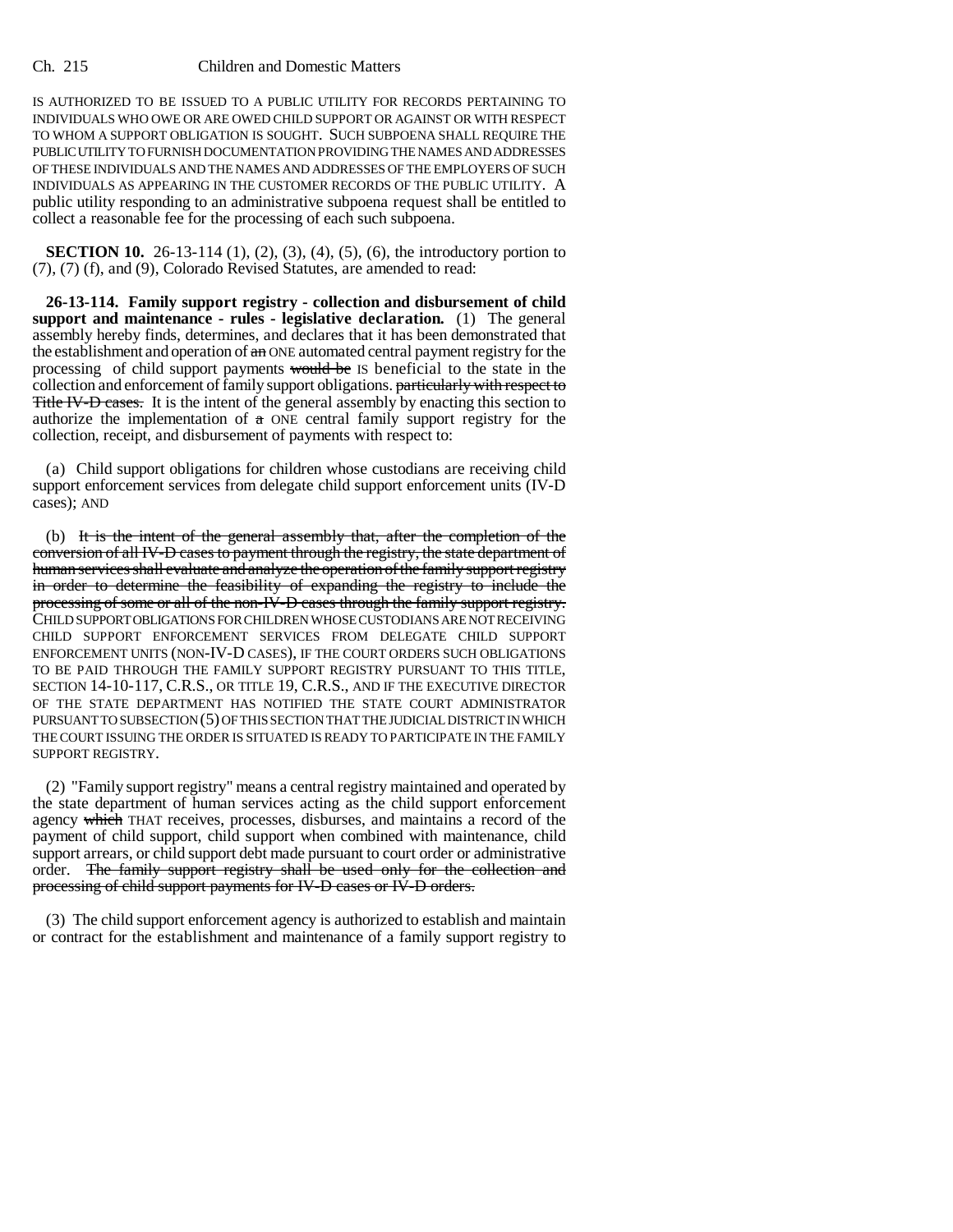IS AUTHORIZED TO BE ISSUED TO A PUBLIC UTILITY FOR RECORDS PERTAINING TO INDIVIDUALS WHO OWE OR ARE OWED CHILD SUPPORT OR AGAINST OR WITH RESPECT TO WHOM A SUPPORT OBLIGATION IS SOUGHT. SUCH SUBPOENA SHALL REQUIRE THE PUBLIC UTILITY TO FURNISH DOCUMENTATION PROVIDING THE NAMES AND ADDRESSES OF THESE INDIVIDUALS AND THE NAMES AND ADDRESSES OF THE EMPLOYERS OF SUCH INDIVIDUALS AS APPEARING IN THE CUSTOMER RECORDS OF THE PUBLIC UTILITY. A public utility responding to an administrative subpoena request shall be entitled to collect a reasonable fee for the processing of each such subpoena.

**SECTION 10.** 26-13-114 (1), (2), (3), (4), (5), (6), the introductory portion to (7), (7) (f), and (9), Colorado Revised Statutes, are amended to read:

**26-13-114. Family support registry - collection and disbursement of child support and maintenance - rules - legislative declaration.** (1) The general assembly hereby finds, determines, and declares that it has been demonstrated that the establishment and operation of ~~an~~ ONE automated central payment registry for the processing of child support payments ~~would be~~ IS beneficial to the state in the collection and enforcement of family support obligations. ~~particularly with respect to Title IV-D cases.~~ It is the intent of the general assembly by enacting this section to authorize the implementation of ~~a~~ ONE central family support registry for the collection, receipt, and disbursement of payments with respect to:

(a) Child support obligations for children whose custodians are receiving child support enforcement services from delegate child support enforcement units (IV-D cases); AND

(b) ~~It is the intent of the general assembly that, after the completion of the conversion of all IV-D cases to payment through the registry, the state department of human services shall evaluate and analyze the operation of the family support registry in order to determine the feasibility of expanding the registry to include the processing of some or all of the non-IV-D cases through the family support registry.~~ CHILD SUPPORT OBLIGATIONS FOR CHILDREN WHOSE CUSTODIANS ARE NOT RECEIVING CHILD SUPPORT ENFORCEMENT SERVICES FROM DELEGATE CHILD SUPPORT ENFORCEMENT UNITS (NON-IV-D CASES), IF THE COURT ORDERS SUCH OBLIGATIONS TO BE PAID THROUGH THE FAMILY SUPPORT REGISTRY PURSUANT TO THIS TITLE, SECTION 14-10-117, C.R.S., OR TITLE 19, C.R.S., AND IF THE EXECUTIVE DIRECTOR OF THE STATE DEPARTMENT HAS NOTIFIED THE STATE COURT ADMINISTRATOR PURSUANT TO SUBSECTION (5) OF THIS SECTION THAT THE JUDICIAL DISTRICT IN WHICH THE COURT ISSUING THE ORDER IS SITUATED IS READY TO PARTICIPATE IN THE FAMILY SUPPORT REGISTRY.

(2) "Family support registry" means a central registry maintained and operated by the state department of human services acting as the child support enforcement agency ~~which~~ THAT receives, processes, disburses, and maintains a record of the payment of child support, child support when combined with maintenance, child support arrears, or child support debt made pursuant to court order or administrative order. ~~The family support registry shall be used only for the collection and processing of child support payments for IV-D cases or IV-D orders.~~

(3) The child support enforcement agency is authorized to establish and maintain or contract for the establishment and maintenance of a family support registry to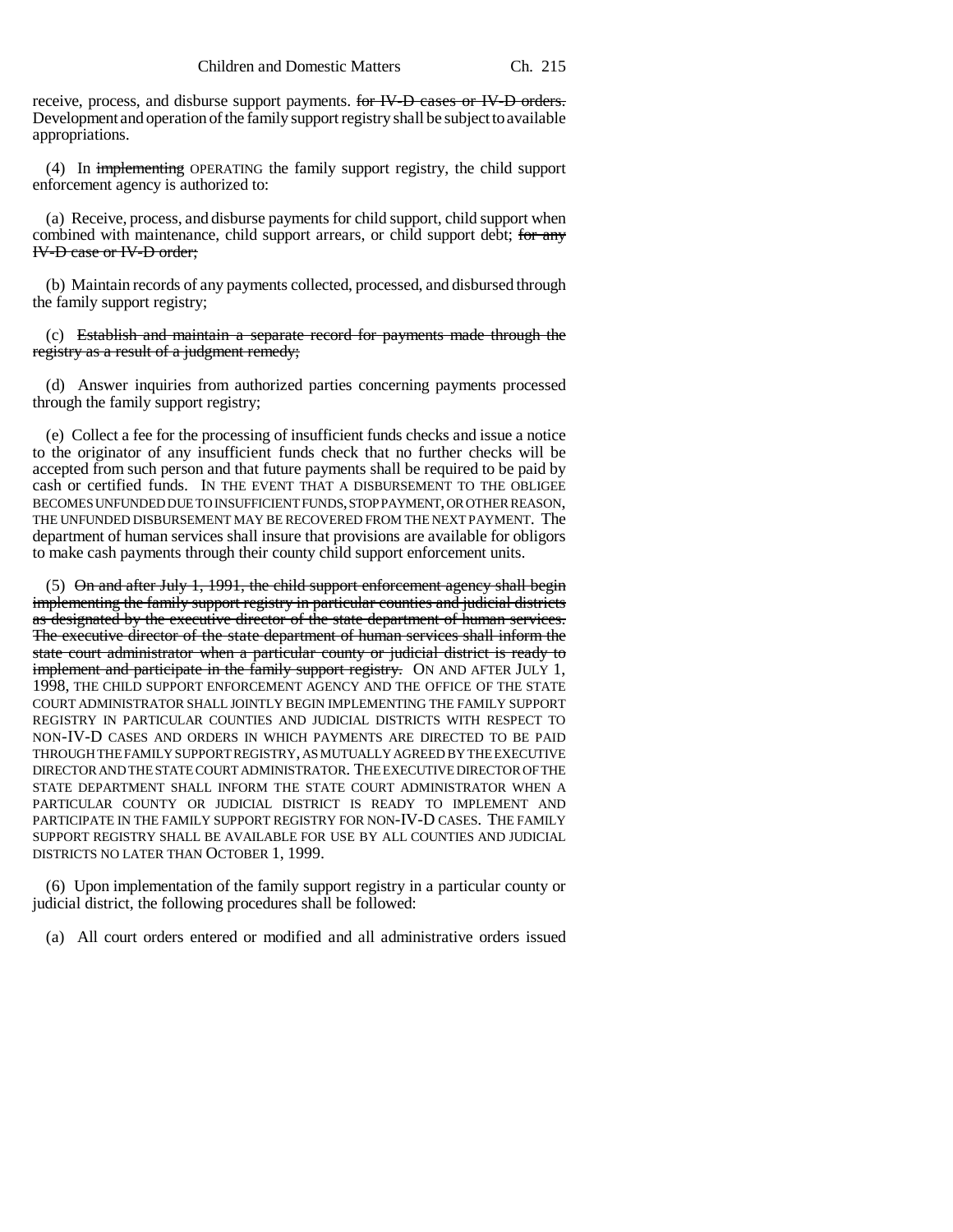receive, process, and disburse support payments. ~~for IV-D cases or IV-D orders.~~ Development and operation of the family support registry shall be subject to available appropriations.

(4) In ~~implementing~~ OPERATING the family support registry, the child support enforcement agency is authorized to:

(a) Receive, process, and disburse payments for child support, child support when combined with maintenance, child support arrears, or child support debt; ~~for any IV-D case or IV-D order;~~

(b) Maintain records of any payments collected, processed, and disbursed through the family support registry;

(c) ~~Establish and maintain a separate record for payments made through the registry as a result of a judgment remedy;~~

(d) Answer inquiries from authorized parties concerning payments processed through the family support registry;

(e) Collect a fee for the processing of insufficient funds checks and issue a notice to the originator of any insufficient funds check that no further checks will be accepted from such person and that future payments shall be required to be paid by cash or certified funds. IN THE EVENT THAT A DISBURSEMENT TO THE OBLIGEE BECOMES UNFUNDED DUE TO INSUFFICIENT FUNDS, STOP PAYMENT, OR OTHER REASON, THE UNFUNDED DISBURSEMENT MAY BE RECOVERED FROM THE NEXT PAYMENT. The department of human services shall insure that provisions are available for obligors to make cash payments through their county child support enforcement units.

(5) ~~On and after July 1, 1991, the child support enforcement agency shall begin implementing the family support registry in particular counties and judicial districts as designated by the executive director of the state department of human services. The executive director of the state department of human services shall inform the state court administrator when a particular county or judicial district is ready to implement and participate in the family support registry.~~ ON AND AFTER JULY 1, 1998, THE CHILD SUPPORT ENFORCEMENT AGENCY AND THE OFFICE OF THE STATE COURT ADMINISTRATOR SHALL JOINTLY BEGIN IMPLEMENTING THE FAMILY SUPPORT REGISTRY IN PARTICULAR COUNTIES AND JUDICIAL DISTRICTS WITH RESPECT TO NON-IV-D CASES AND ORDERS IN WHICH PAYMENTS ARE DIRECTED TO BE PAID THROUGH THE FAMILY SUPPORT REGISTRY, AS MUTUALLY AGREED BY THE EXECUTIVE DIRECTOR AND THE STATE COURT ADMINISTRATOR. THE EXECUTIVE DIRECTOR OF THE STATE DEPARTMENT SHALL INFORM THE STATE COURT ADMINISTRATOR WHEN A PARTICULAR COUNTY OR JUDICIAL DISTRICT IS READY TO IMPLEMENT AND PARTICIPATE IN THE FAMILY SUPPORT REGISTRY FOR NON-IV-D CASES. THE FAMILY SUPPORT REGISTRY SHALL BE AVAILABLE FOR USE BY ALL COUNTIES AND JUDICIAL DISTRICTS NO LATER THAN OCTOBER 1, 1999.

(6) Upon implementation of the family support registry in a particular county or judicial district, the following procedures shall be followed:

(a) All court orders entered or modified and all administrative orders issued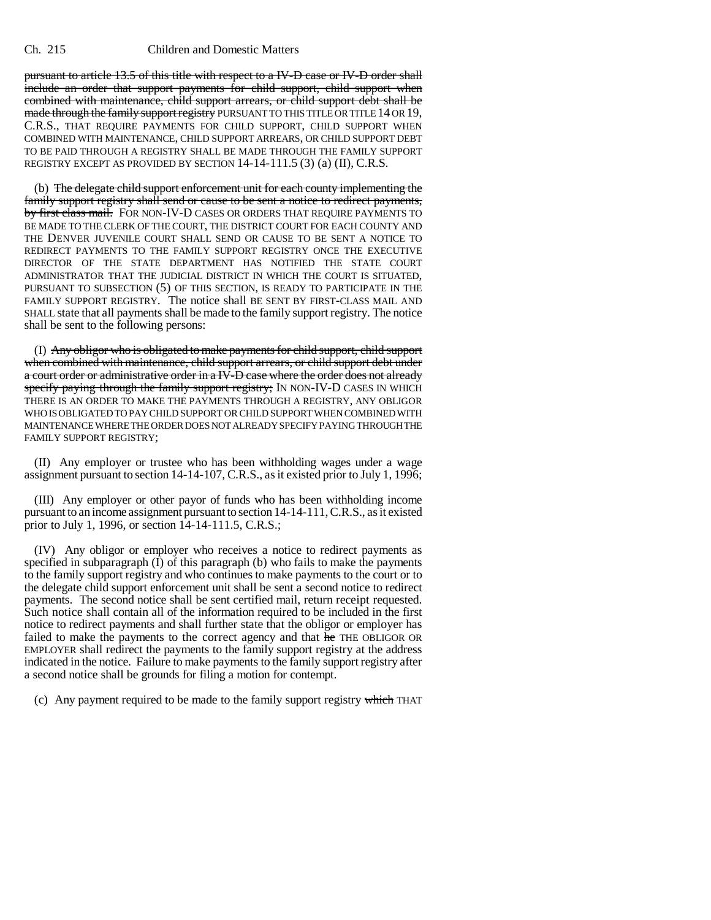pursuant to article 13.5 of this title with respect to a IV-D case or IV-D order shall include an order that support payments for child support, child support when combined with maintenance, child support arrears, or child support debt shall be made through the family support registry PURSUANT TO THIS TITLE OR TITLE 14 OR 19, C.R.S., THAT REQUIRE PAYMENTS FOR CHILD SUPPORT, CHILD SUPPORT WHEN COMBINED WITH MAINTENANCE, CHILD SUPPORT ARREARS, OR CHILD SUPPORT DEBT TO BE PAID THROUGH A REGISTRY SHALL BE MADE THROUGH THE FAMILY SUPPORT REGISTRY EXCEPT AS PROVIDED BY SECTION 14-14-111.5 (3) (a) (II), C.R.S.

(b) The delegate child support enforcement unit for each county implementing the family support registry shall send or cause to be sent a notice to redirect payments, by first class mail. FOR NON-IV-D CASES OR ORDERS THAT REQUIRE PAYMENTS TO BE MADE TO THE CLERK OF THE COURT, THE DISTRICT COURT FOR EACH COUNTY AND THE DENVER JUVENILE COURT SHALL SEND OR CAUSE TO BE SENT A NOTICE TO REDIRECT PAYMENTS TO THE FAMILY SUPPORT REGISTRY ONCE THE EXECUTIVE DIRECTOR OF THE STATE DEPARTMENT HAS NOTIFIED THE STATE COURT ADMINISTRATOR THAT THE JUDICIAL DISTRICT IN WHICH THE COURT IS SITUATED, PURSUANT TO SUBSECTION (5) OF THIS SECTION, IS READY TO PARTICIPATE IN THE FAMILY SUPPORT REGISTRY. The notice shall BE SENT BY FIRST-CLASS MAIL AND SHALL state that all payments shall be made to the family support registry. The notice shall be sent to the following persons:

(I) Any obligor who is obligated to make payments for child support, child support when combined with maintenance, child support arrears, or child support debt under a court order or administrative order in a IV-D case where the order does not already specify paying through the family support registry; IN NON-IV-D CASES IN WHICH THERE IS AN ORDER TO MAKE THE PAYMENTS THROUGH A REGISTRY, ANY OBLIGOR WHO IS OBLIGATED TO PAY CHILD SUPPORT OR CHILD SUPPORT WHEN COMBINED WITH MAINTENANCE WHERE THE ORDER DOES NOT ALREADY SPECIFY PAYING THROUGH THE FAMILY SUPPORT REGISTRY;

(II) Any employer or trustee who has been withholding wages under a wage assignment pursuant to section 14-14-107, C.R.S., as it existed prior to July 1, 1996;

(III) Any employer or other payor of funds who has been withholding income pursuant to an income assignment pursuant to section 14-14-111, C.R.S., as it existed prior to July 1, 1996, or section 14-14-111.5, C.R.S.;

(IV) Any obligor or employer who receives a notice to redirect payments as specified in subparagraph (I) of this paragraph (b) who fails to make the payments to the family support registry and who continues to make payments to the court or to the delegate child support enforcement unit shall be sent a second notice to redirect payments. The second notice shall be sent certified mail, return receipt requested. Such notice shall contain all of the information required to be included in the first notice to redirect payments and shall further state that the obligor or employer has failed to make the payments to the correct agency and that he THE OBLIGOR OR EMPLOYER shall redirect the payments to the family support registry at the address indicated in the notice. Failure to make payments to the family support registry after a second notice shall be grounds for filing a motion for contempt.

(c) Any payment required to be made to the family support registry which THAT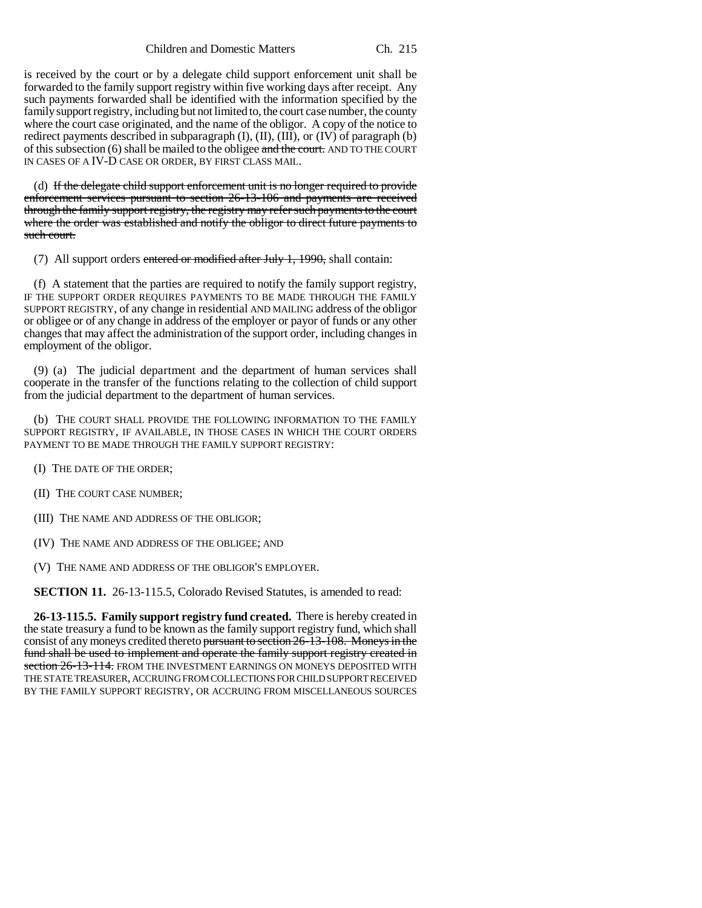is received by the court or by a delegate child support enforcement unit shall be forwarded to the family support registry within five working days after receipt. Any such payments forwarded shall be identified with the information specified by the family support registry, including but not limited to, the court case number, the county where the court case originated, and the name of the obligor. A copy of the notice to redirect payments described in subparagraph (I), (II), (III), or (IV) of paragraph (b) of this subsection (6) shall be mailed to the obligee ~~and the court.~~ AND TO THE COURT IN CASES OF A IV-D CASE OR ORDER, BY FIRST CLASS MAIL.

(d) ~~If the delegate child support enforcement unit is no longer required to provide enforcement services pursuant to section 26-13-106 and payments are received through the family support registry, the registry may refer such payments to the court where the order was established and notify the obligor to direct future payments to such court.~~

(7) All support orders ~~entered or modified after July 1, 1990,~~ shall contain:

(f) A statement that the parties are required to notify the family support registry, IF THE SUPPORT ORDER REQUIRES PAYMENTS TO BE MADE THROUGH THE FAMILY SUPPORT REGISTRY, of any change in residential AND MAILING address of the obligor or obligee or of any change in address of the employer or payor of funds or any other changes that may affect the administration of the support order, including changes in employment of the obligor.

(9) (a) The judicial department and the department of human services shall cooperate in the transfer of the functions relating to the collection of child support from the judicial department to the department of human services.

(b) THE COURT SHALL PROVIDE THE FOLLOWING INFORMATION TO THE FAMILY SUPPORT REGISTRY, IF AVAILABLE, IN THOSE CASES IN WHICH THE COURT ORDERS PAYMENT TO BE MADE THROUGH THE FAMILY SUPPORT REGISTRY:

(I) THE DATE OF THE ORDER;

(II) THE COURT CASE NUMBER;

(III) THE NAME AND ADDRESS OF THE OBLIGOR;

(IV) THE NAME AND ADDRESS OF THE OBLIGEE; AND

(V) THE NAME AND ADDRESS OF THE OBLIGOR'S EMPLOYER.

**SECTION 11.** 26-13-115.5, Colorado Revised Statutes, is amended to read:

**26-13-115.5. Family support registry fund created.** There is hereby created in the state treasury a fund to be known as the family support registry fund, which shall consist of any moneys credited thereto ~~pursuant to section 26-13-108. Moneys in the fund shall be used to implement and operate the family support registry created in section 26-13-114.~~ FROM THE INVESTMENT EARNINGS ON MONEYS DEPOSITED WITH THE STATE TREASURER, ACCRUING FROM COLLECTIONS FOR CHILD SUPPORT RECEIVED BY THE FAMILY SUPPORT REGISTRY, OR ACCRUING FROM MISCELLANEOUS SOURCES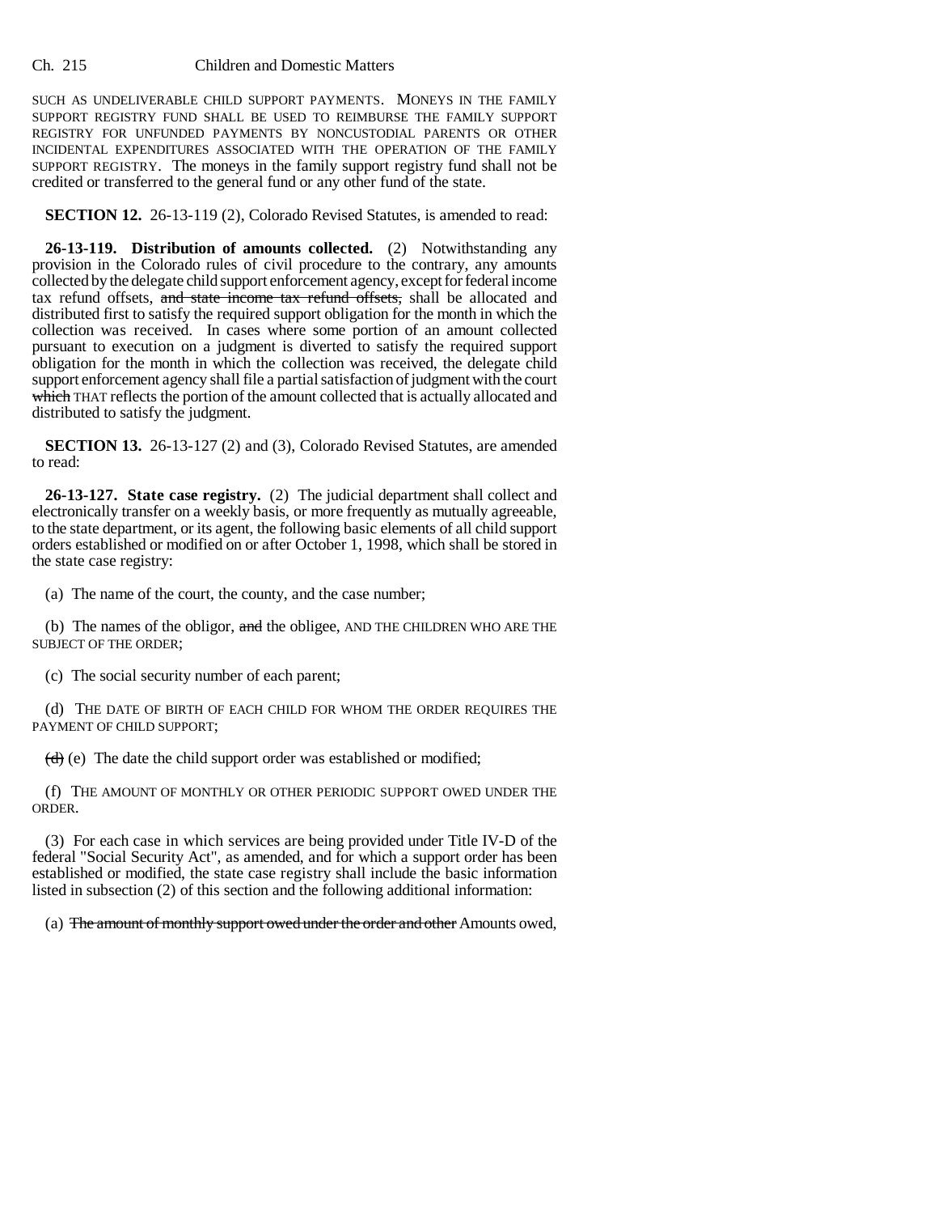SUCH AS UNDELIVERABLE CHILD SUPPORT PAYMENTS. MONEYS IN THE FAMILY SUPPORT REGISTRY FUND SHALL BE USED TO REIMBURSE THE FAMILY SUPPORT REGISTRY FOR UNFUNDED PAYMENTS BY NONCUSTODIAL PARENTS OR OTHER INCIDENTAL EXPENDITURES ASSOCIATED WITH THE OPERATION OF THE FAMILY SUPPORT REGISTRY. The moneys in the family support registry fund shall not be credited or transferred to the general fund or any other fund of the state.

**SECTION 12.** 26-13-119 (2), Colorado Revised Statutes, is amended to read:

**26-13-119. Distribution of amounts collected.** (2) Notwithstanding any provision in the Colorado rules of civil procedure to the contrary, any amounts collected by the delegate child support enforcement agency, except for federal income tax refund offsets, ~~and state income tax refund offsets,~~ shall be allocated and distributed first to satisfy the required support obligation for the month in which the collection was received. In cases where some portion of an amount collected pursuant to execution on a judgment is diverted to satisfy the required support obligation for the month in which the collection was received, the delegate child support enforcement agency shall file a partial satisfaction of judgment with the court ~~which~~ THAT reflects the portion of the amount collected that is actually allocated and distributed to satisfy the judgment.

**SECTION 13.** 26-13-127 (2) and (3), Colorado Revised Statutes, are amended to read:

**26-13-127. State case registry.** (2) The judicial department shall collect and electronically transfer on a weekly basis, or more frequently as mutually agreeable, to the state department, or its agent, the following basic elements of all child support orders established or modified on or after October 1, 1998, which shall be stored in the state case registry:

(a) The name of the court, the county, and the case number;

(b) The names of the obligor, ~~and~~ the obligee, AND THE CHILDREN WHO ARE THE SUBJECT OF THE ORDER;

(c) The social security number of each parent;

(d) THE DATE OF BIRTH OF EACH CHILD FOR WHOM THE ORDER REQUIRES THE PAYMENT OF CHILD SUPPORT;

~~(d)~~ (e) The date the child support order was established or modified;

(f) THE AMOUNT OF MONTHLY OR OTHER PERIODIC SUPPORT OWED UNDER THE ORDER.

(3) For each case in which services are being provided under Title IV-D of the federal "Social Security Act", as amended, and for which a support order has been established or modified, the state case registry shall include the basic information listed in subsection (2) of this section and the following additional information:

(a) ~~The amount of monthly support owed under the order and other~~ Amounts owed,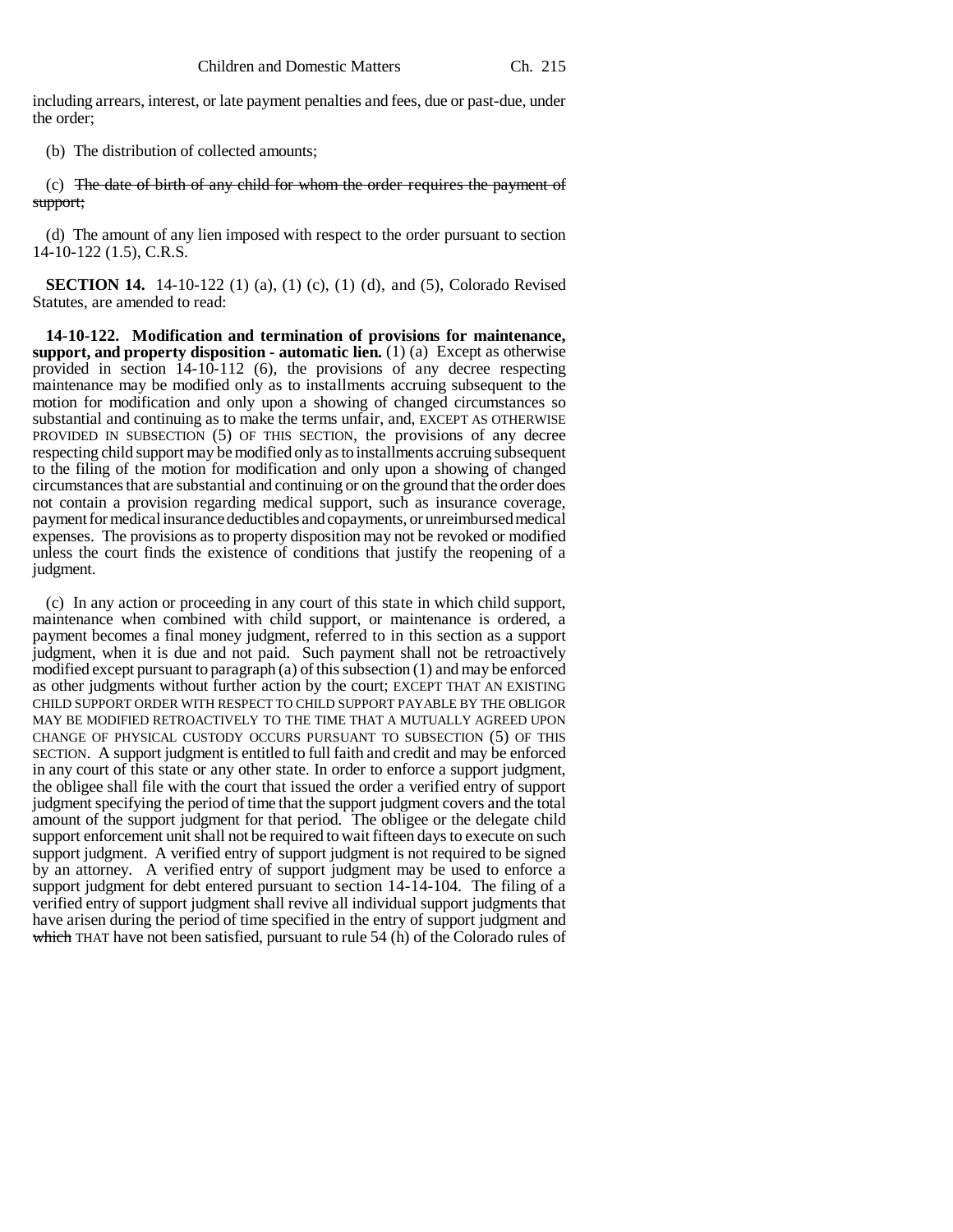including arrears, interest, or late payment penalties and fees, due or past-due, under the order;

(b) The distribution of collected amounts;

(c) ~~The date of birth of any child for whom the order requires the payment of support;~~

(d) The amount of any lien imposed with respect to the order pursuant to section 14-10-122 (1.5), C.R.S.

**SECTION 14.** 14-10-122 (1) (a), (1) (c), (1) (d), and (5), Colorado Revised Statutes, are amended to read:

**14-10-122. Modification and termination of provisions for maintenance, support, and property disposition - automatic lien.** (1) (a) Except as otherwise provided in section 14-10-112 (6), the provisions of any decree respecting maintenance may be modified only as to installments accruing subsequent to the motion for modification and only upon a showing of changed circumstances so substantial and continuing as to make the terms unfair, and, EXCEPT AS OTHERWISE PROVIDED IN SUBSECTION (5) OF THIS SECTION, the provisions of any decree respecting child support may be modified only as to installments accruing subsequent to the filing of the motion for modification and only upon a showing of changed circumstances that are substantial and continuing or on the ground that the order does not contain a provision regarding medical support, such as insurance coverage, payment for medical insurance deductibles and copayments, or unreimbursed medical expenses. The provisions as to property disposition may not be revoked or modified unless the court finds the existence of conditions that justify the reopening of a judgment.

(c) In any action or proceeding in any court of this state in which child support, maintenance when combined with child support, or maintenance is ordered, a payment becomes a final money judgment, referred to in this section as a support judgment, when it is due and not paid. Such payment shall not be retroactively modified except pursuant to paragraph (a) of this subsection (1) and may be enforced as other judgments without further action by the court; EXCEPT THAT AN EXISTING CHILD SUPPORT ORDER WITH RESPECT TO CHILD SUPPORT PAYABLE BY THE OBLIGOR MAY BE MODIFIED RETROACTIVELY TO THE TIME THAT A MUTUALLY AGREED UPON CHANGE OF PHYSICAL CUSTODY OCCURS PURSUANT TO SUBSECTION (5) OF THIS SECTION. A support judgment is entitled to full faith and credit and may be enforced in any court of this state or any other state. In order to enforce a support judgment, the obligee shall file with the court that issued the order a verified entry of support judgment specifying the period of time that the support judgment covers and the total amount of the support judgment for that period. The obligee or the delegate child support enforcement unit shall not be required to wait fifteen days to execute on such support judgment. A verified entry of support judgment is not required to be signed by an attorney. A verified entry of support judgment may be used to enforce a support judgment for debt entered pursuant to section 14-14-104. The filing of a verified entry of support judgment shall revive all individual support judgments that have arisen during the period of time specified in the entry of support judgment and ~~which~~ THAT have not been satisfied, pursuant to rule 54 (h) of the Colorado rules of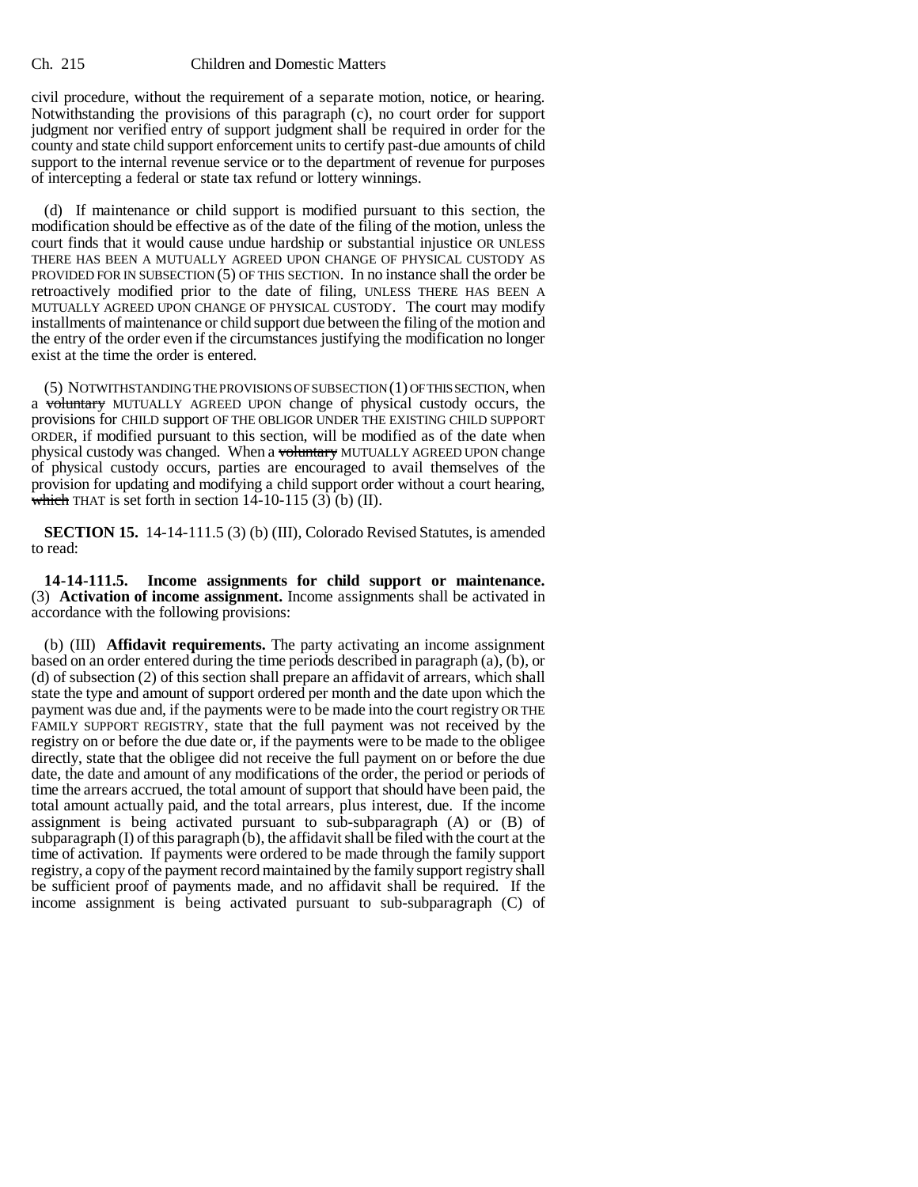civil procedure, without the requirement of a separate motion, notice, or hearing. Notwithstanding the provisions of this paragraph (c), no court order for support judgment nor verified entry of support judgment shall be required in order for the county and state child support enforcement units to certify past-due amounts of child support to the internal revenue service or to the department of revenue for purposes of intercepting a federal or state tax refund or lottery winnings.

(d) If maintenance or child support is modified pursuant to this section, the modification should be effective as of the date of the filing of the motion, unless the court finds that it would cause undue hardship or substantial injustice OR UNLESS THERE HAS BEEN A MUTUALLY AGREED UPON CHANGE OF PHYSICAL CUSTODY AS PROVIDED FOR IN SUBSECTION (5) OF THIS SECTION. In no instance shall the order be retroactively modified prior to the date of filing, UNLESS THERE HAS BEEN A MUTUALLY AGREED UPON CHANGE OF PHYSICAL CUSTODY. The court may modify installments of maintenance or child support due between the filing of the motion and the entry of the order even if the circumstances justifying the modification no longer exist at the time the order is entered.

(5) NOTWITHSTANDING THE PROVISIONS OF SUBSECTION (1) OF THIS SECTION, when a ~~voluntary~~ MUTUALLY AGREED UPON change of physical custody occurs, the provisions for CHILD support OF THE OBLIGOR UNDER THE EXISTING CHILD SUPPORT ORDER, if modified pursuant to this section, will be modified as of the date when physical custody was changed. When a ~~voluntary~~ MUTUALLY AGREED UPON change of physical custody occurs, parties are encouraged to avail themselves of the provision for updating and modifying a child support order without a court hearing, ~~which~~ THAT is set forth in section 14-10-115 (3) (b) (II).

**SECTION 15.** 14-14-111.5 (3) (b) (III), Colorado Revised Statutes, is amended to read:

**14-14-111.5. Income assignments for child support or maintenance.** (3) **Activation of income assignment.** Income assignments shall be activated in accordance with the following provisions:

(b) (III) **Affidavit requirements.** The party activating an income assignment based on an order entered during the time periods described in paragraph (a), (b), or (d) of subsection (2) of this section shall prepare an affidavit of arrears, which shall state the type and amount of support ordered per month and the date upon which the payment was due and, if the payments were to be made into the court registry OR THE FAMILY SUPPORT REGISTRY, state that the full payment was not received by the registry on or before the due date or, if the payments were to be made to the obligee directly, state that the obligee did not receive the full payment on or before the due date, the date and amount of any modifications of the order, the period or periods of time the arrears accrued, the total amount of support that should have been paid, the total amount actually paid, and the total arrears, plus interest, due. If the income assignment is being activated pursuant to sub-subparagraph (A) or (B) of subparagraph (I) of this paragraph (b), the affidavit shall be filed with the court at the time of activation. If payments were ordered to be made through the family support registry, a copy of the payment record maintained by the family support registry shall be sufficient proof of payments made, and no affidavit shall be required. If the income assignment is being activated pursuant to sub-subparagraph (C) of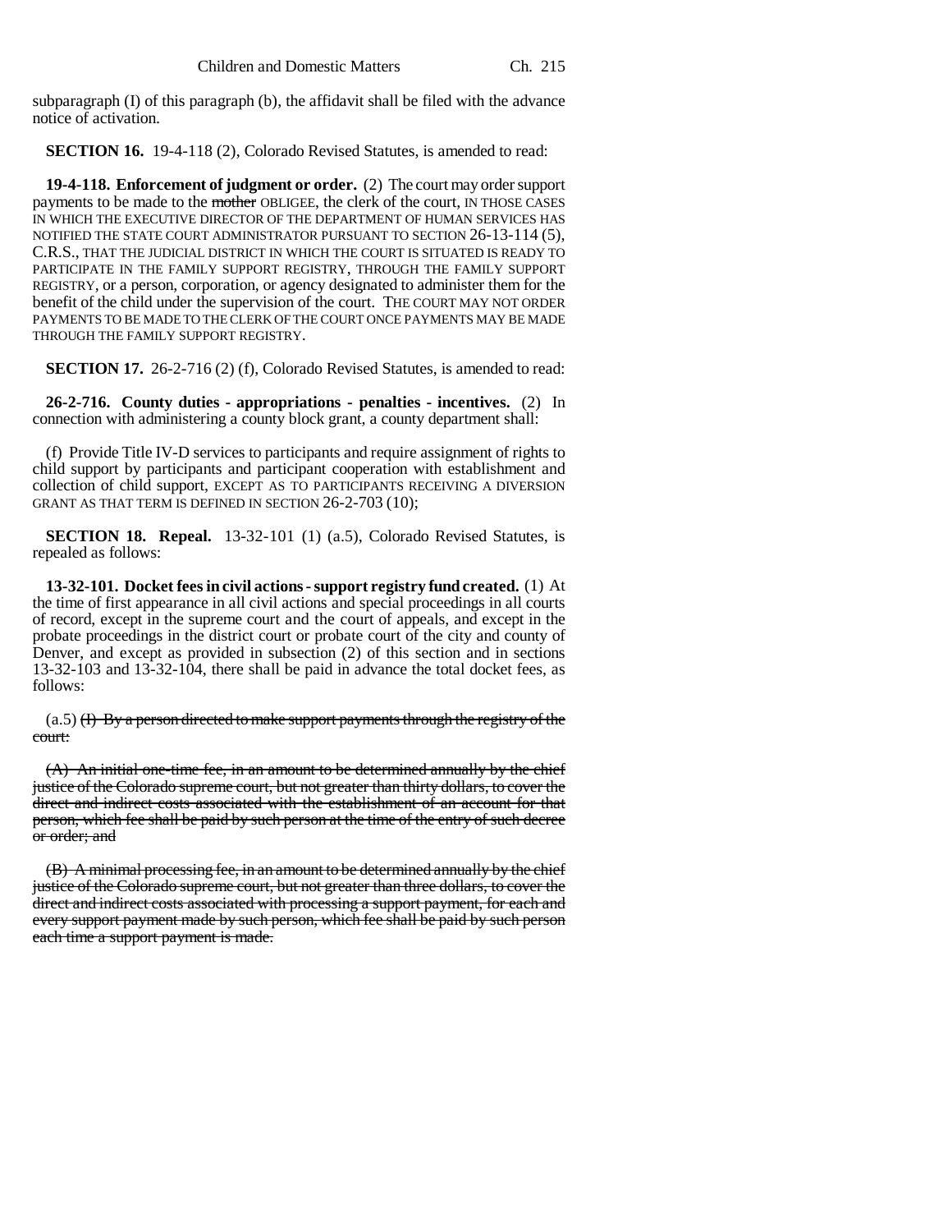subparagraph (I) of this paragraph (b), the affidavit shall be filed with the advance notice of activation.

**SECTION 16.** 19-4-118 (2), Colorado Revised Statutes, is amended to read:

**19-4-118. Enforcement of judgment or order.** (2) The court may order support payments to be made to the ~~mother~~ OBLIGEE, the clerk of the court, IN THOSE CASES IN WHICH THE EXECUTIVE DIRECTOR OF THE DEPARTMENT OF HUMAN SERVICES HAS NOTIFIED THE STATE COURT ADMINISTRATOR PURSUANT TO SECTION 26-13-114 (5), C.R.S., THAT THE JUDICIAL DISTRICT IN WHICH THE COURT IS SITUATED IS READY TO PARTICIPATE IN THE FAMILY SUPPORT REGISTRY, THROUGH THE FAMILY SUPPORT REGISTRY, or a person, corporation, or agency designated to administer them for the benefit of the child under the supervision of the court. THE COURT MAY NOT ORDER PAYMENTS TO BE MADE TO THE CLERK OF THE COURT ONCE PAYMENTS MAY BE MADE THROUGH THE FAMILY SUPPORT REGISTRY.

**SECTION 17.** 26-2-716 (2) (f), Colorado Revised Statutes, is amended to read:

**26-2-716. County duties - appropriations - penalties - incentives.** (2) In connection with administering a county block grant, a county department shall:

(f) Provide Title IV-D services to participants and require assignment of rights to child support by participants and participant cooperation with establishment and collection of child support, EXCEPT AS TO PARTICIPANTS RECEIVING A DIVERSION GRANT AS THAT TERM IS DEFINED IN SECTION 26-2-703 (10);

**SECTION 18. Repeal.** 13-32-101 (1) (a.5), Colorado Revised Statutes, is repealed as follows:

**13-32-101. Docket fees in civil actions - support registry fund created.** (1) At the time of first appearance in all civil actions and special proceedings in all courts of record, except in the supreme court and the court of appeals, and except in the probate proceedings in the district court or probate court of the city and county of Denver, and except as provided in subsection (2) of this section and in sections 13-32-103 and 13-32-104, there shall be paid in advance the total docket fees, as follows:

(a.5) ~~(I) By a person directed to make support payments through the registry of the court:~~

~~(A) An initial one-time fee, in an amount to be determined annually by the chief justice of the Colorado supreme court, but not greater than thirty dollars, to cover the direct and indirect costs associated with the establishment of an account for that person, which fee shall be paid by such person at the time of the entry of such decree or order; and~~

~~(B) A minimal processing fee, in an amount to be determined annually by the chief justice of the Colorado supreme court, but not greater than three dollars, to cover the direct and indirect costs associated with processing a support payment, for each and every support payment made by such person, which fee shall be paid by such person each time a support payment is made.~~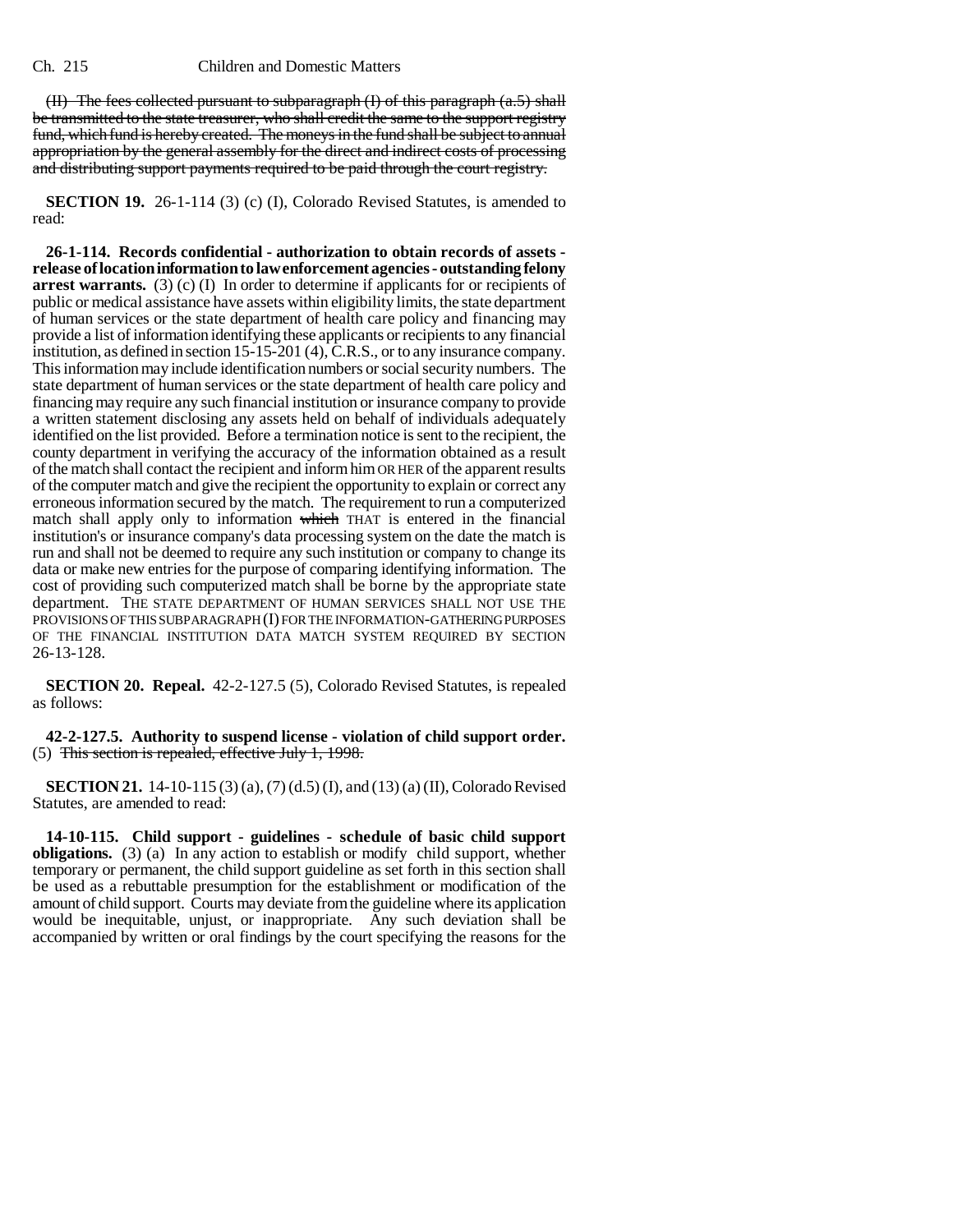(II) ~~The fees collected pursuant to subparagraph (I) of this paragraph (a.5) shall be transmitted to the state treasurer, who shall credit the same to the support registry fund, which fund is hereby created. The moneys in the fund shall be subject to annual appropriation by the general assembly for the direct and indirect costs of processing and distributing support payments required to be paid through the court registry.~~

**SECTION 19.** 26-1-114 (3) (c) (I), Colorado Revised Statutes, is amended to read:

**26-1-114. Records confidential - authorization to obtain records of assets - release of location information to law enforcement agencies - outstanding felony arrest warrants.** (3) (c) (I) In order to determine if applicants for or recipients of public or medical assistance have assets within eligibility limits, the state department of human services or the state department of health care policy and financing may provide a list of information identifying these applicants or recipients to any financial institution, as defined in section 15-15-201 (4), C.R.S., or to any insurance company. This information may include identification numbers or social security numbers. The state department of human services or the state department of health care policy and financing may require any such financial institution or insurance company to provide a written statement disclosing any assets held on behalf of individuals adequately identified on the list provided. Before a termination notice is sent to the recipient, the county department in verifying the accuracy of the information obtained as a result of the match shall contact the recipient and inform him OR HER of the apparent results of the computer match and give the recipient the opportunity to explain or correct any erroneous information secured by the match. The requirement to run a computerized match shall apply only to information ~~which~~ THAT is entered in the financial institution's or insurance company's data processing system on the date the match is run and shall not be deemed to require any such institution or company to change its data or make new entries for the purpose of comparing identifying information. The cost of providing such computerized match shall be borne by the appropriate state department. THE STATE DEPARTMENT OF HUMAN SERVICES SHALL NOT USE THE PROVISIONS OF THIS SUBPARAGRAPH (I) FOR THE INFORMATION-GATHERING PURPOSES OF THE FINANCIAL INSTITUTION DATA MATCH SYSTEM REQUIRED BY SECTION 26-13-128.

**SECTION 20. Repeal.** 42-2-127.5 (5), Colorado Revised Statutes, is repealed as follows:

**42-2-127.5. Authority to suspend license - violation of child support order.** (5) ~~This section is repealed, effective July 1, 1998.~~

**SECTION 21.** 14-10-115 (3) (a), (7) (d.5) (I), and (13) (a) (II), Colorado Revised Statutes, are amended to read:

**14-10-115. Child support - guidelines - schedule of basic child support obligations.** (3) (a) In any action to establish or modify child support, whether temporary or permanent, the child support guideline as set forth in this section shall be used as a rebuttable presumption for the establishment or modification of the amount of child support. Courts may deviate from the guideline where its application would be inequitable, unjust, or inappropriate. Any such deviation shall be accompanied by written or oral findings by the court specifying the reasons for the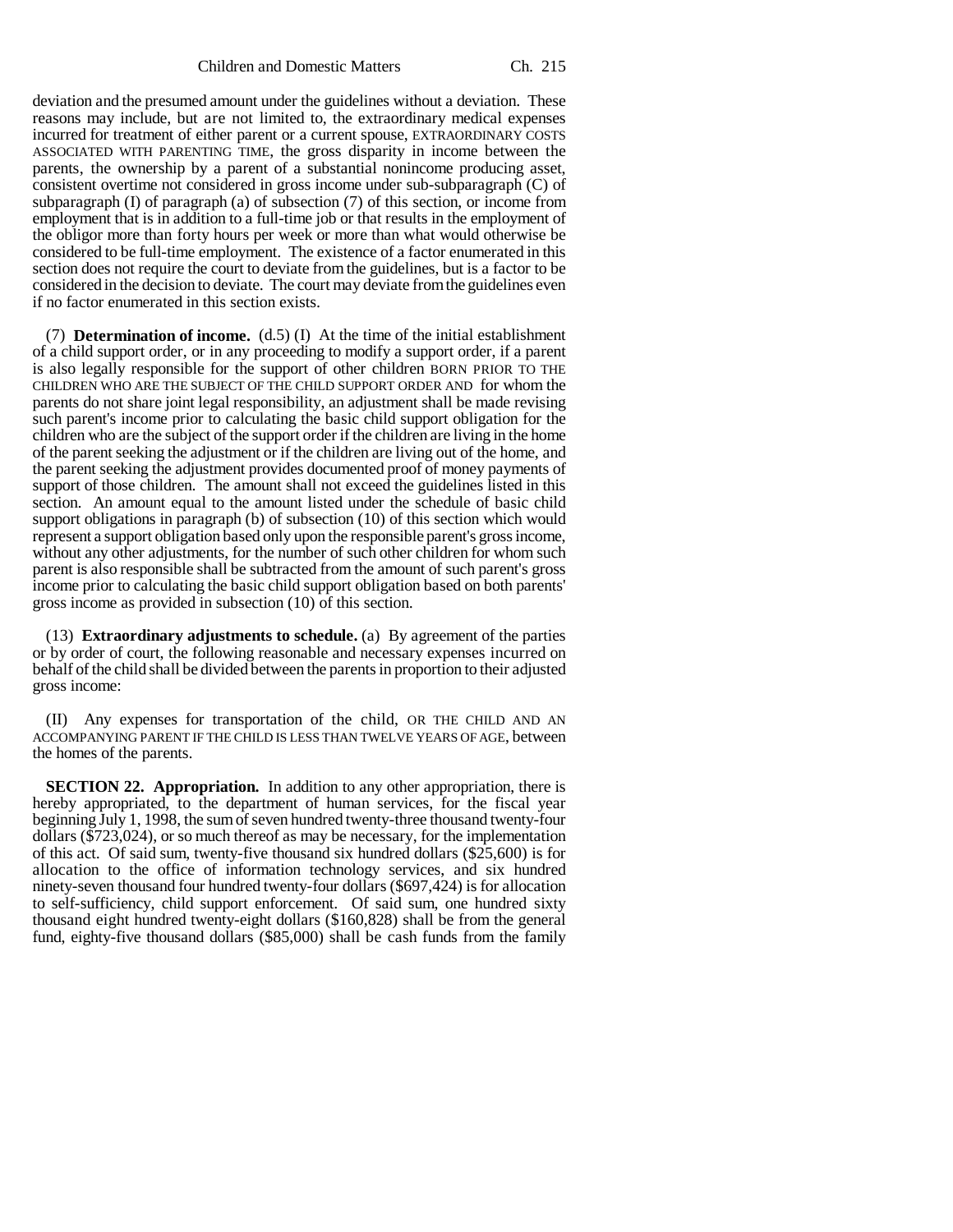deviation and the presumed amount under the guidelines without a deviation. These reasons may include, but are not limited to, the extraordinary medical expenses incurred for treatment of either parent or a current spouse, EXTRAORDINARY COSTS ASSOCIATED WITH PARENTING TIME, the gross disparity in income between the parents, the ownership by a parent of a substantial nonincome producing asset, consistent overtime not considered in gross income under sub-subparagraph (C) of subparagraph (I) of paragraph (a) of subsection (7) of this section, or income from employment that is in addition to a full-time job or that results in the employment of the obligor more than forty hours per week or more than what would otherwise be considered to be full-time employment. The existence of a factor enumerated in this section does not require the court to deviate from the guidelines, but is a factor to be considered in the decision to deviate. The court may deviate from the guidelines even if no factor enumerated in this section exists.

(7) **Determination of income.** (d.5) (I) At the time of the initial establishment of a child support order, or in any proceeding to modify a support order, if a parent is also legally responsible for the support of other children BORN PRIOR TO THE CHILDREN WHO ARE THE SUBJECT OF THE CHILD SUPPORT ORDER AND for whom the parents do not share joint legal responsibility, an adjustment shall be made revising such parent's income prior to calculating the basic child support obligation for the children who are the subject of the support order if the children are living in the home of the parent seeking the adjustment or if the children are living out of the home, and the parent seeking the adjustment provides documented proof of money payments of support of those children. The amount shall not exceed the guidelines listed in this section. An amount equal to the amount listed under the schedule of basic child support obligations in paragraph (b) of subsection (10) of this section which would represent a support obligation based only upon the responsible parent's gross income, without any other adjustments, for the number of such other children for whom such parent is also responsible shall be subtracted from the amount of such parent's gross income prior to calculating the basic child support obligation based on both parents' gross income as provided in subsection (10) of this section.

(13) **Extraordinary adjustments to schedule.** (a) By agreement of the parties or by order of court, the following reasonable and necessary expenses incurred on behalf of the child shall be divided between the parents in proportion to their adjusted gross income:

(II) Any expenses for transportation of the child, OR THE CHILD AND AN ACCOMPANYING PARENT IF THE CHILD IS LESS THAN TWELVE YEARS OF AGE, between the homes of the parents.

**SECTION 22. Appropriation.** In addition to any other appropriation, there is hereby appropriated, to the department of human services, for the fiscal year beginning July 1, 1998, the sum of seven hundred twenty-three thousand twenty-four dollars ($723,024), or so much thereof as may be necessary, for the implementation of this act. Of said sum, twenty-five thousand six hundred dollars ($25,600) is for allocation to the office of information technology services, and six hundred ninety-seven thousand four hundred twenty-four dollars ($697,424) is for allocation to self-sufficiency, child support enforcement. Of said sum, one hundred sixty thousand eight hundred twenty-eight dollars ($160,828) shall be from the general fund, eighty-five thousand dollars ($85,000) shall be cash funds from the family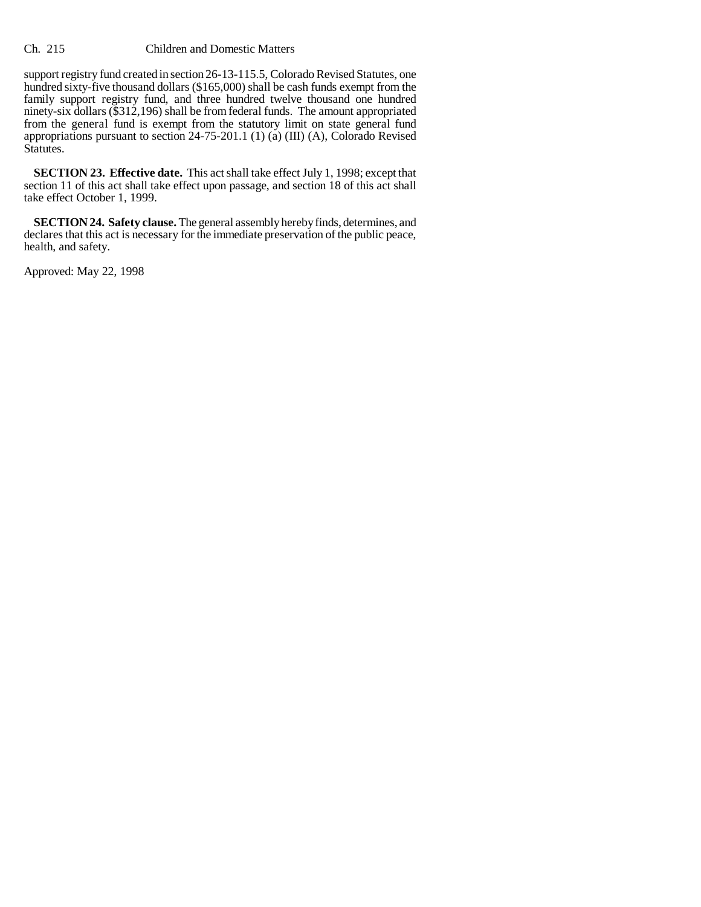support registry fund created in section 26-13-115.5, Colorado Revised Statutes, one hundred sixty-five thousand dollars ($165,000) shall be cash funds exempt from the family support registry fund, and three hundred twelve thousand one hundred ninety-six dollars ($312,196) shall be from federal funds. The amount appropriated from the general fund is exempt from the statutory limit on state general fund appropriations pursuant to section 24-75-201.1 (1) (a) (III) (A), Colorado Revised Statutes.

**SECTION 23. Effective date.** This act shall take effect July 1, 1998; except that section 11 of this act shall take effect upon passage, and section 18 of this act shall take effect October 1, 1999.

**SECTION 24. Safety clause.** The general assembly hereby finds, determines, and declares that this act is necessary for the immediate preservation of the public peace, health, and safety.

Approved: May 22, 1998